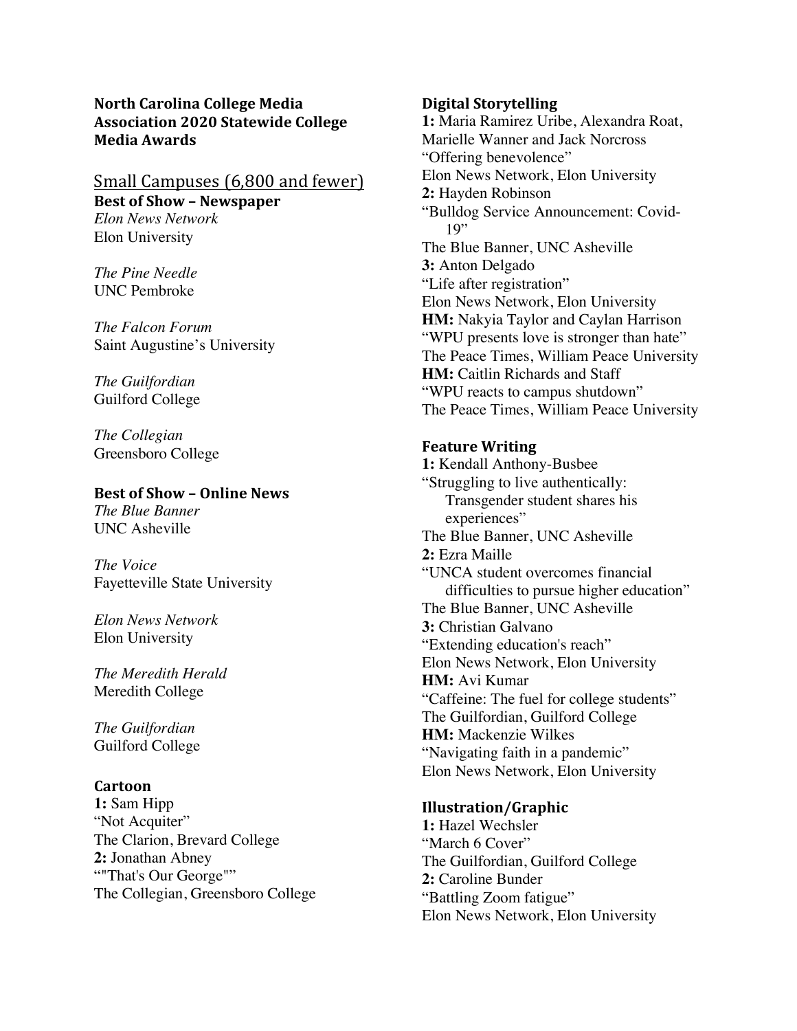**North Carolina College Media Association 2020 Statewide College Media Awards**

## Small Campuses (6,800 and fewer)

### Best of Show – Newspaper

*Elon News Network*
Elon University

*The Pine Needle*
UNC Pembroke

*The Falcon Forum*
Saint Augustine's University

*The Guilfordian*
Guilford College

*The Collegian*
Greensboro College

### Best of Show – Online News

*The Blue Banner*
UNC Asheville

*The Voice*
Fayetteville State University

*Elon News Network*
Elon University

*The Meredith Herald*
Meredith College

*The Guilfordian*
Guilford College

### Cartoon

**1:** Sam Hipp
"Not Acquiter"
The Clarion, Brevard College
**2:** Jonathan Abney
""That's Our George""
The Collegian, Greensboro College

### Digital Storytelling

**1:** Maria Ramirez Uribe, Alexandra Roat, Marielle Wanner and Jack Norcross
"Offering benevolence"
Elon News Network, Elon University
**2:** Hayden Robinson
"Bulldog Service Announcement: Covid-19"
The Blue Banner, UNC Asheville
**3:** Anton Delgado
"Life after registration"
Elon News Network, Elon University
**HM:** Nakyia Taylor and Caylan Harrison
"WPU presents love is stronger than hate"
The Peace Times, William Peace University
**HM:** Caitlin Richards and Staff
"WPU reacts to campus shutdown"
The Peace Times, William Peace University

### Feature Writing

**1:** Kendall Anthony-Busbee
"Struggling to live authentically: Transgender student shares his experiences"
The Blue Banner, UNC Asheville
**2:** Ezra Maille
"UNCA student overcomes financial difficulties to pursue higher education"
The Blue Banner, UNC Asheville
**3:** Christian Galvano
"Extending education's reach"
Elon News Network, Elon University
**HM:** Avi Kumar
"Caffeine: The fuel for college students"
The Guilfordian, Guilford College
**HM:** Mackenzie Wilkes
"Navigating faith in a pandemic"
Elon News Network, Elon University

### Illustration/Graphic

**1:** Hazel Wechsler
"March 6 Cover"
The Guilfordian, Guilford College
**2:** Caroline Bunder
"Battling Zoom fatigue"
Elon News Network, Elon University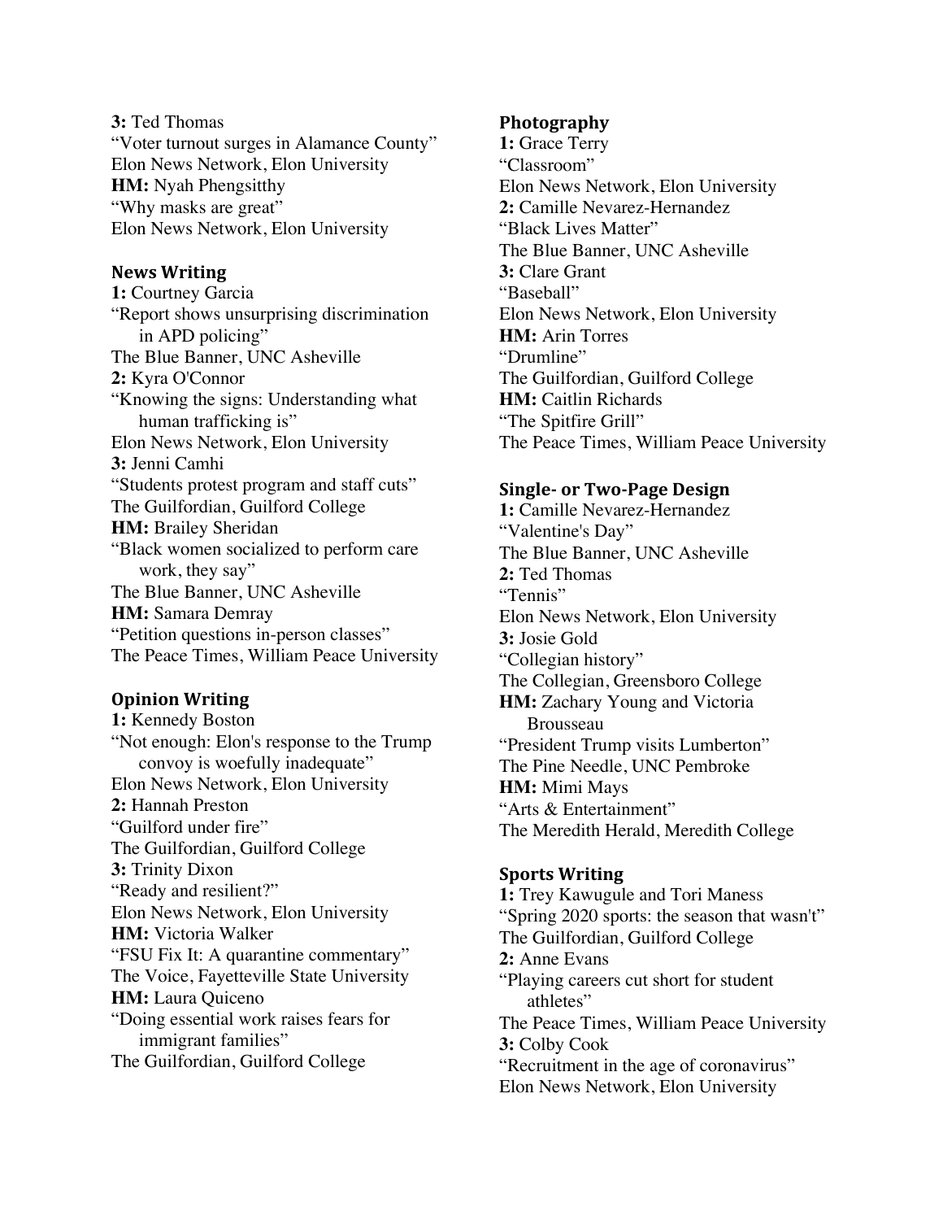**3:** Ted Thomas
"Voter turnout surges in Alamance County"
Elon News Network, Elon University
**HM:** Nyah Phengsitthy
"Why masks are great"
Elon News Network, Elon University

### News Writing

**1:** Courtney Garcia
"Report shows unsurprising discrimination in APD policing"
The Blue Banner, UNC Asheville
**2:** Kyra O'Connor
"Knowing the signs: Understanding what human trafficking is"
Elon News Network, Elon University
**3:** Jenni Camhi
"Students protest program and staff cuts"
The Guilfordian, Guilford College
**HM:** Brailey Sheridan
"Black women socialized to perform care work, they say"
The Blue Banner, UNC Asheville
**HM:** Samara Demray
"Petition questions in-person classes"
The Peace Times, William Peace University

### Opinion Writing

**1:** Kennedy Boston
"Not enough: Elon's response to the Trump convoy is woefully inadequate"
Elon News Network, Elon University
**2:** Hannah Preston
"Guilford under fire"
The Guilfordian, Guilford College
**3:** Trinity Dixon
"Ready and resilient?"
Elon News Network, Elon University
**HM:** Victoria Walker
"FSU Fix It: A quarantine commentary"
The Voice, Fayetteville State University
**HM:** Laura Quiceno
"Doing essential work raises fears for immigrant families"
The Guilfordian, Guilford College

### Photography

**1:** Grace Terry
"Classroom"
Elon News Network, Elon University
**2:** Camille Nevarez-Hernandez
"Black Lives Matter"
The Blue Banner, UNC Asheville
**3:** Clare Grant
"Baseball"
Elon News Network, Elon University
**HM:** Arin Torres
"Drumline"
The Guilfordian, Guilford College
**HM:** Caitlin Richards
"The Spitfire Grill"
The Peace Times, William Peace University

### Single- or Two-Page Design

**1:** Camille Nevarez-Hernandez
"Valentine's Day"
The Blue Banner, UNC Asheville
**2:** Ted Thomas
"Tennis"
Elon News Network, Elon University
**3:** Josie Gold
"Collegian history"
The Collegian, Greensboro College
**HM:** Zachary Young and Victoria Brousseau
"President Trump visits Lumberton"
The Pine Needle, UNC Pembroke
**HM:** Mimi Mays
"Arts & Entertainment"
The Meredith Herald, Meredith College

### Sports Writing

**1:** Trey Kawugule and Tori Maness
"Spring 2020 sports: the season that wasn't"
The Guilfordian, Guilford College
**2:** Anne Evans
"Playing careers cut short for student athletes"
The Peace Times, William Peace University
**3:** Colby Cook
"Recruitment in the age of coronavirus"
Elon News Network, Elon University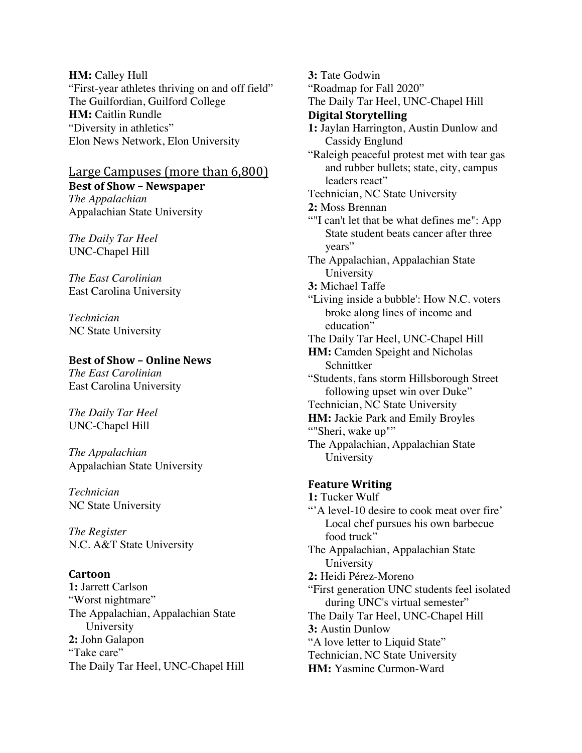**HM:** Calley Hull
"First-year athletes thriving on and off field"
The Guilfordian, Guilford College
**HM:** Caitlin Rundle
"Diversity in athletics"
Elon News Network, Elon University

## Large Campuses (more than 6,800)

### Best of Show – Newspaper

*The Appalachian*
Appalachian State University

*The Daily Tar Heel*
UNC-Chapel Hill

*The East Carolinian*
East Carolina University

*Technician*
NC State University

### Best of Show – Online News

*The East Carolinian*
East Carolina University

*The Daily Tar Heel*
UNC-Chapel Hill

*The Appalachian*
Appalachian State University

*Technician*
NC State University

*The Register*
N.C. A&T State University

### Cartoon

**1:** Jarrett Carlson
"Worst nightmare"
The Appalachian, Appalachian State University
**2:** John Galapon
"Take care"
The Daily Tar Heel, UNC-Chapel Hill
**3:** Tate Godwin
"Roadmap for Fall 2020"
The Daily Tar Heel, UNC-Chapel Hill

### Digital Storytelling

**1:** Jaylan Harrington, Austin Dunlow and Cassidy Englund
"Raleigh peaceful protest met with tear gas and rubber bullets; state, city, campus leaders react"
Technician, NC State University
**2:** Moss Brennan
""I can't let that be what defines me": App State student beats cancer after three years"
The Appalachian, Appalachian State University
**3:** Michael Taffe
"Living inside a bubble': How N.C. voters broke along lines of income and education"
The Daily Tar Heel, UNC-Chapel Hill
**HM:** Camden Speight and Nicholas Schnittker
"Students, fans storm Hillsborough Street following upset win over Duke"
Technician, NC State University
**HM:** Jackie Park and Emily Broyles
""Sheri, wake up""
The Appalachian, Appalachian State University

### Feature Writing

**1:** Tucker Wulf
"'A level-10 desire to cook meat over fire' Local chef pursues his own barbecue food truck"
The Appalachian, Appalachian State University
**2:** Heidi Pérez-Moreno
"First generation UNC students feel isolated during UNC's virtual semester"
The Daily Tar Heel, UNC-Chapel Hill
**3:** Austin Dunlow
"A love letter to Liquid State"
Technician, NC State University
**HM:** Yasmine Curmon-Ward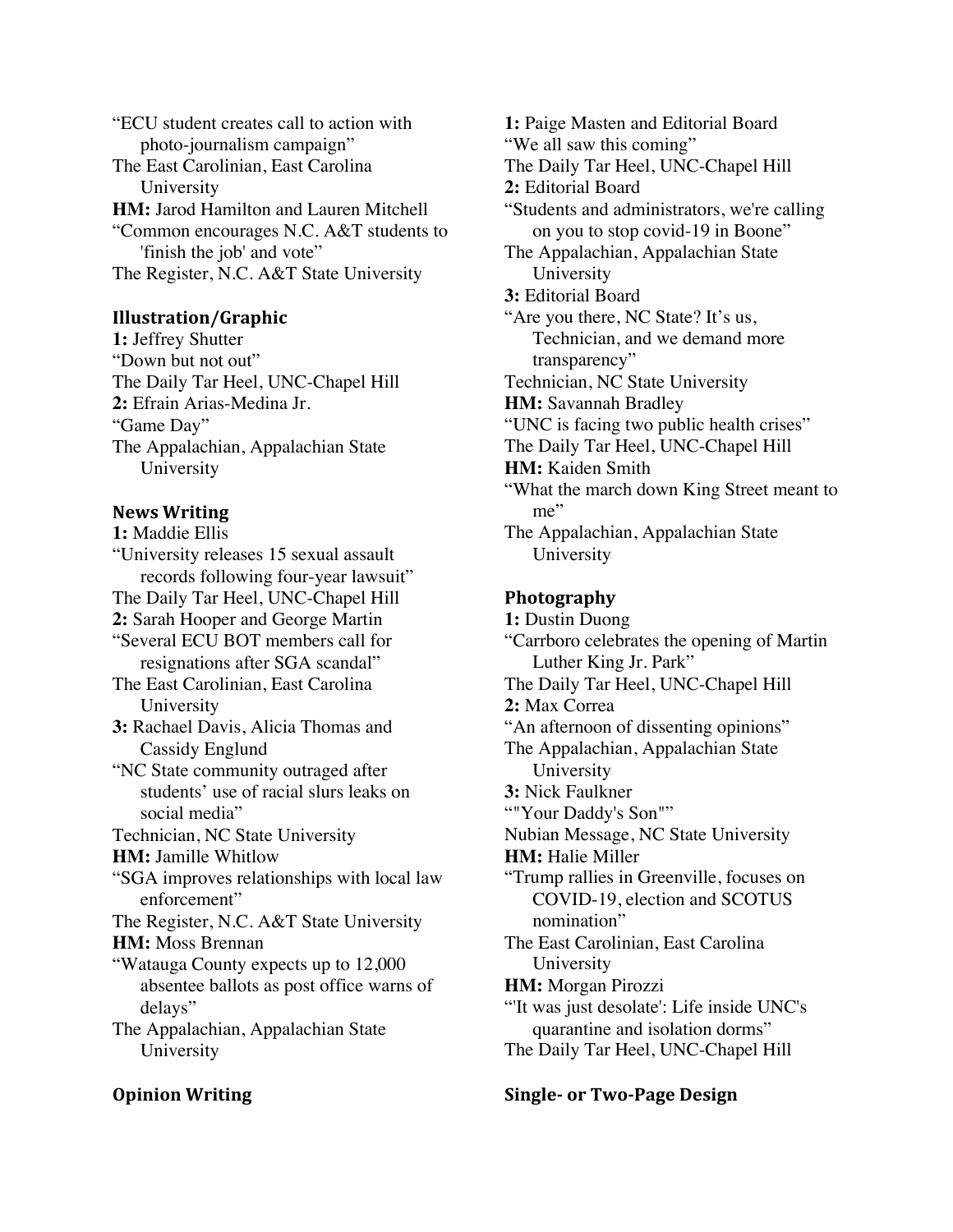"ECU student creates call to action with photo-journalism campaign"
The East Carolinian, East Carolina University
**HM:** Jarod Hamilton and Lauren Mitchell
"Common encourages N.C. A&T students to 'finish the job' and vote"
The Register, N.C. A&T State University

### Illustration/Graphic

**1:** Jeffrey Shutter
"Down but not out"
The Daily Tar Heel, UNC-Chapel Hill
**2:** Efrain Arias-Medina Jr.
"Game Day"
The Appalachian, Appalachian State University

### News Writing

**1:** Maddie Ellis
"University releases 15 sexual assault records following four-year lawsuit"
The Daily Tar Heel, UNC-Chapel Hill
**2:** Sarah Hooper and George Martin
"Several ECU BOT members call for resignations after SGA scandal"
The East Carolinian, East Carolina University
**3:** Rachael Davis, Alicia Thomas and Cassidy Englund
"NC State community outraged after students' use of racial slurs leaks on social media"
Technician, NC State University
**HM:** Jamille Whitlow
"SGA improves relationships with local law enforcement"
The Register, N.C. A&T State University
**HM:** Moss Brennan
"Watauga County expects up to 12,000 absentee ballots as post office warns of delays"
The Appalachian, Appalachian State University

### Opinion Writing

**1:** Paige Masten and Editorial Board
"We all saw this coming"
The Daily Tar Heel, UNC-Chapel Hill
**2:** Editorial Board
"Students and administrators, we're calling on you to stop covid-19 in Boone"
The Appalachian, Appalachian State University
**3:** Editorial Board
"Are you there, NC State? It's us, Technician, and we demand more transparency"
Technician, NC State University
**HM:** Savannah Bradley
"UNC is facing two public health crises"
The Daily Tar Heel, UNC-Chapel Hill
**HM:** Kaiden Smith
"What the march down King Street meant to me"
The Appalachian, Appalachian State University

### Photography

**1:** Dustin Duong
"Carrboro celebrates the opening of Martin Luther King Jr. Park"
The Daily Tar Heel, UNC-Chapel Hill
**2:** Max Correa
"An afternoon of dissenting opinions"
The Appalachian, Appalachian State University
**3:** Nick Faulkner
""Your Daddy's Son""
Nubian Message, NC State University
**HM:** Halie Miller
"Trump rallies in Greenville, focuses on COVID-19, election and SCOTUS nomination"
The East Carolinian, East Carolina University
**HM:** Morgan Pirozzi
"'It was just desolate': Life inside UNC's quarantine and isolation dorms"
The Daily Tar Heel, UNC-Chapel Hill

### Single- or Two-Page Design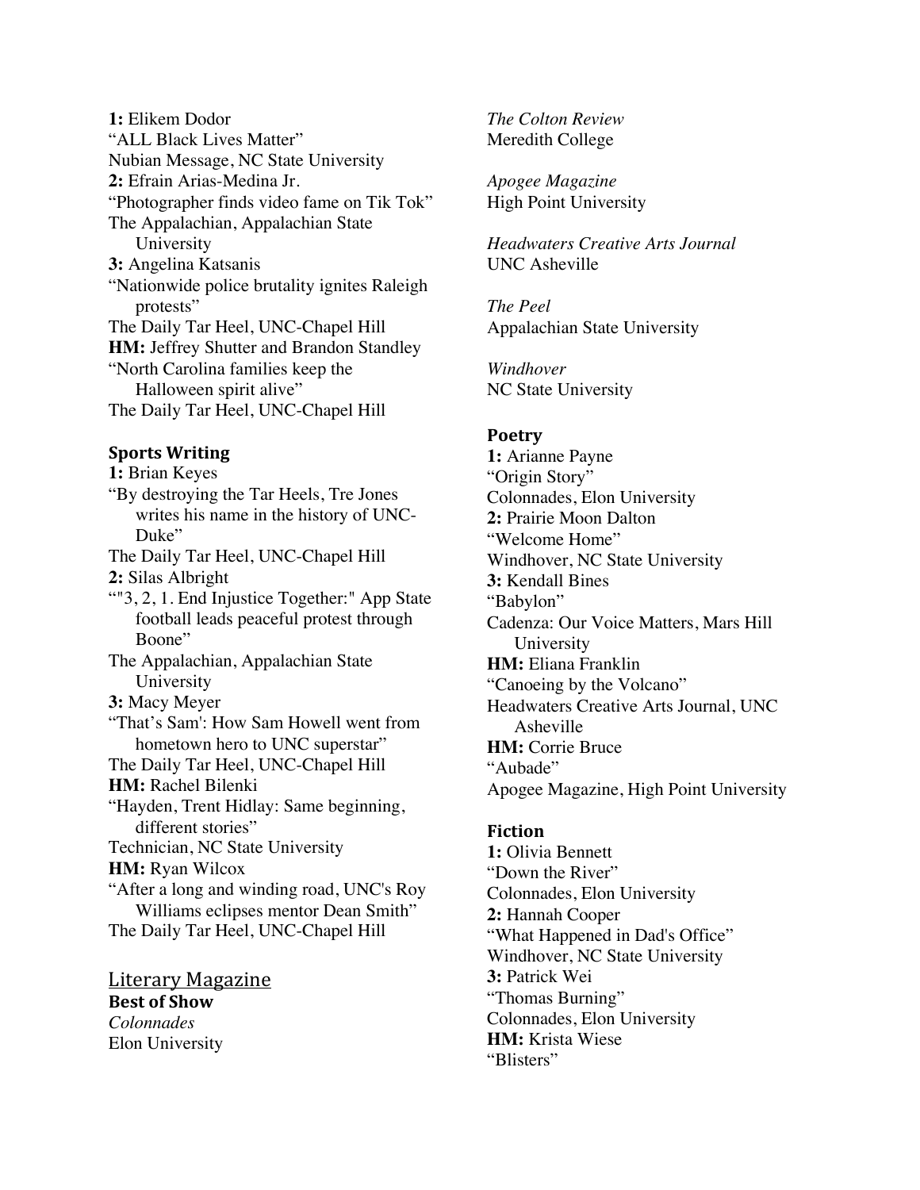**1:** Elikem Dodor
"ALL Black Lives Matter"
Nubian Message, NC State University
**2:** Efrain Arias-Medina Jr.
"Photographer finds video fame on Tik Tok"
The Appalachian, Appalachian State University
**3:** Angelina Katsanis
"Nationwide police brutality ignites Raleigh protests"
The Daily Tar Heel, UNC-Chapel Hill
**HM:** Jeffrey Shutter and Brandon Standley
"North Carolina families keep the Halloween spirit alive"
The Daily Tar Heel, UNC-Chapel Hill

### Sports Writing

**1:** Brian Keyes
"By destroying the Tar Heels, Tre Jones writes his name in the history of UNC-Duke"
The Daily Tar Heel, UNC-Chapel Hill
**2:** Silas Albright
""3, 2, 1. End Injustice Together:" App State football leads peaceful protest through Boone"
The Appalachian, Appalachian State University
**3:** Macy Meyer
"That's Sam': How Sam Howell went from hometown hero to UNC superstar"
The Daily Tar Heel, UNC-Chapel Hill
**HM:** Rachel Bilenki
"Hayden, Trent Hidlay: Same beginning, different stories"
Technician, NC State University
**HM:** Ryan Wilcox
"After a long and winding road, UNC's Roy Williams eclipses mentor Dean Smith"
The Daily Tar Heel, UNC-Chapel Hill

## Literary Magazine

### Best of Show

*Colonnades*
Elon University

*The Colton Review*
Meredith College

*Apogee Magazine*
High Point University

*Headwaters Creative Arts Journal*
UNC Asheville

*The Peel*
Appalachian State University

*Windhover*
NC State University

### Poetry

**1:** Arianne Payne
"Origin Story"
Colonnades, Elon University
**2:** Prairie Moon Dalton
"Welcome Home"
Windhover, NC State University
**3:** Kendall Bines
"Babylon"
Cadenza: Our Voice Matters, Mars Hill University
**HM:** Eliana Franklin
"Canoeing by the Volcano"
Headwaters Creative Arts Journal, UNC Asheville
**HM:** Corrie Bruce
"Aubade"
Apogee Magazine, High Point University

### Fiction

**1:** Olivia Bennett
"Down the River"
Colonnades, Elon University
**2:** Hannah Cooper
"What Happened in Dad's Office"
Windhover, NC State University
**3:** Patrick Wei
"Thomas Burning"
Colonnades, Elon University
**HM:** Krista Wiese
"Blisters"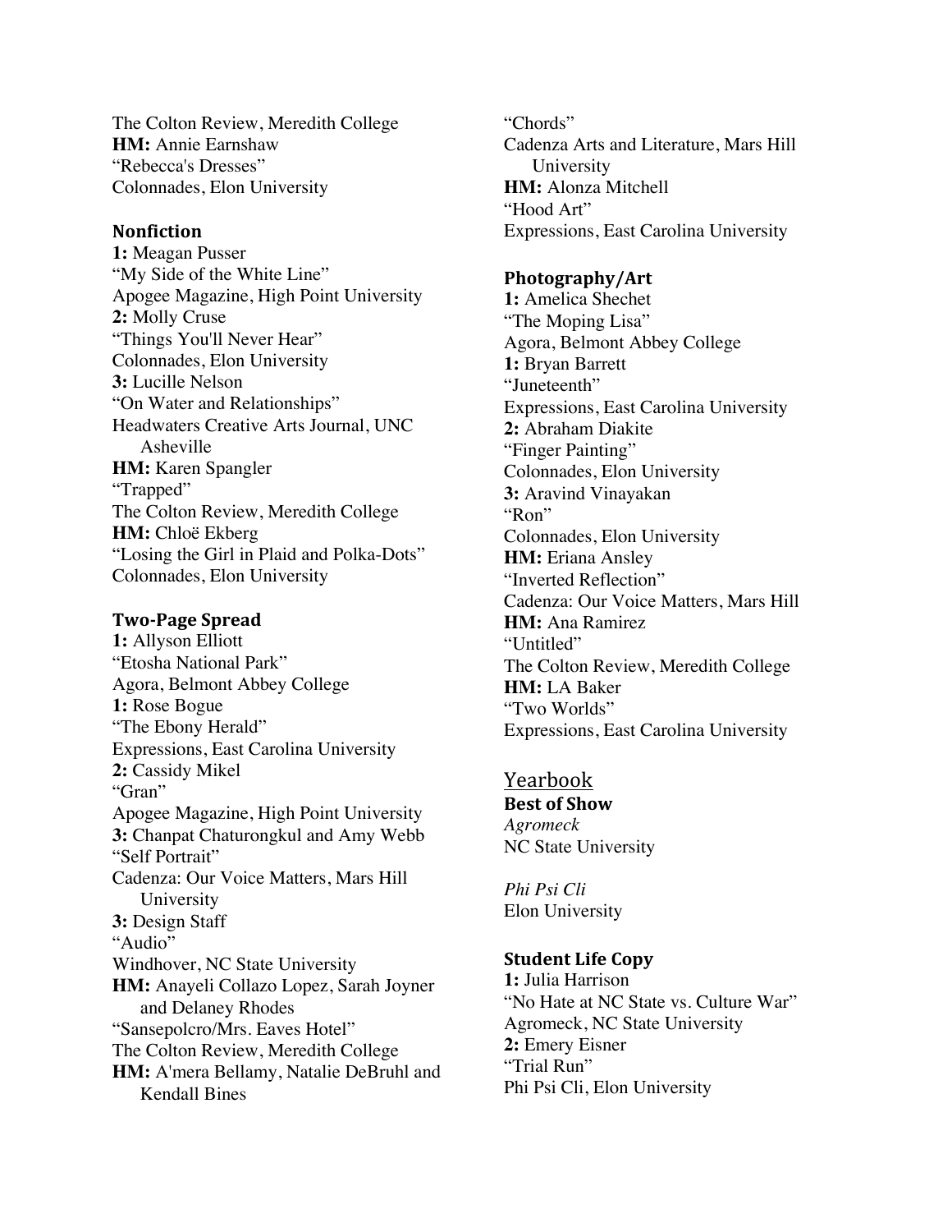The Colton Review, Meredith College
**HM:** Annie Earnshaw
"Rebecca's Dresses"
Colonnades, Elon University

### Nonfiction

**1:** Meagan Pusser
"My Side of the White Line"
Apogee Magazine, High Point University
**2:** Molly Cruse
"Things You'll Never Hear"
Colonnades, Elon University
**3:** Lucille Nelson
"On Water and Relationships"
Headwaters Creative Arts Journal, UNC Asheville
**HM:** Karen Spangler
"Trapped"
The Colton Review, Meredith College
**HM:** Chloë Ekberg
"Losing the Girl in Plaid and Polka-Dots"
Colonnades, Elon University

### Two-Page Spread

**1:** Allyson Elliott
"Etosha National Park"
Agora, Belmont Abbey College
**1:** Rose Bogue
"The Ebony Herald"
Expressions, East Carolina University
**2:** Cassidy Mikel
"Gran"
Apogee Magazine, High Point University
**3:** Chanpat Chaturongkul and Amy Webb
"Self Portrait"
Cadenza: Our Voice Matters, Mars Hill University
**3:** Design Staff
"Audio"
Windhover, NC State University
**HM:** Anayeli Collazo Lopez, Sarah Joyner and Delaney Rhodes
"Sansepolcro/Mrs. Eaves Hotel"
The Colton Review, Meredith College
**HM:** A'mera Bellamy, Natalie DeBruhl and Kendall Bines
"Chords"
Cadenza Arts and Literature, Mars Hill University
**HM:** Alonza Mitchell
"Hood Art"
Expressions, East Carolina University

### Photography/Art

**1:** Amelica Shechet
"The Moping Lisa"
Agora, Belmont Abbey College
**1:** Bryan Barrett
"Juneteenth"
Expressions, East Carolina University
**2:** Abraham Diakite
"Finger Painting"
Colonnades, Elon University
**3:** Aravind Vinayakan
"Ron"
Colonnades, Elon University
**HM:** Eriana Ansley
"Inverted Reflection"
Cadenza: Our Voice Matters, Mars Hill
**HM:** Ana Ramirez
"Untitled"
The Colton Review, Meredith College
**HM:** LA Baker
"Two Worlds"
Expressions, East Carolina University

## Yearbook

### Best of Show

*Agromeck*
NC State University

*Phi Psi Cli*
Elon University

### Student Life Copy

**1:** Julia Harrison
"No Hate at NC State vs. Culture War"
Agromeck, NC State University
**2:** Emery Eisner
"Trial Run"
Phi Psi Cli, Elon University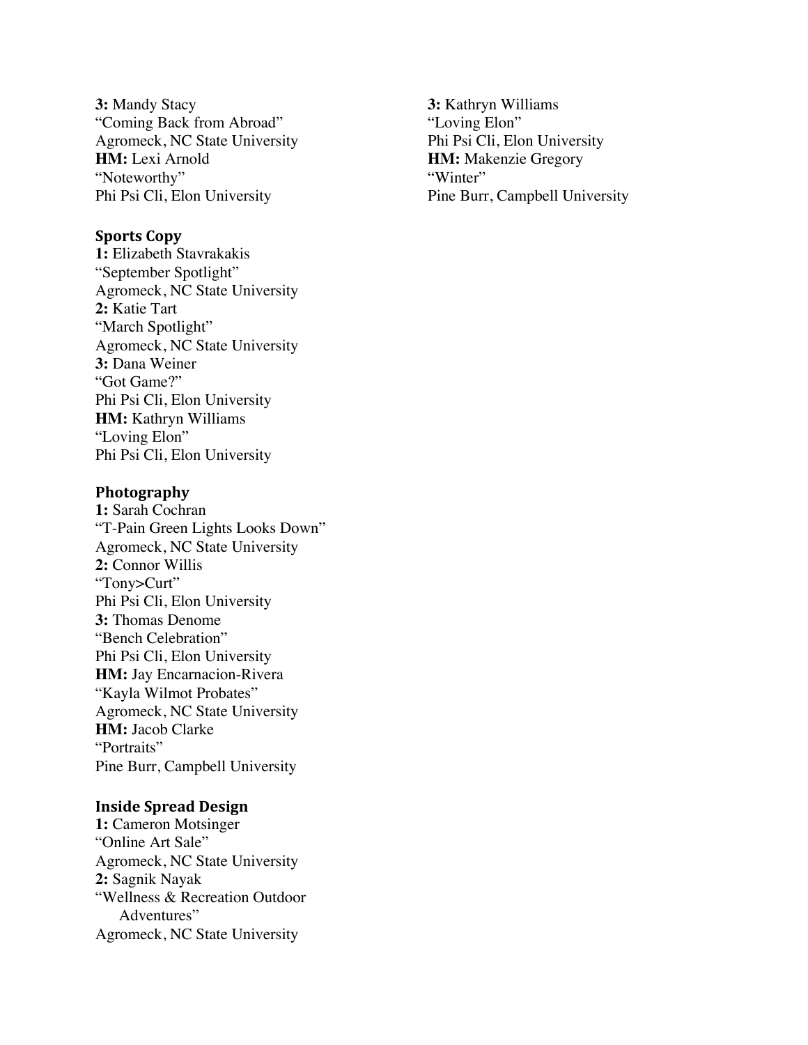**3:** Mandy Stacy
"Coming Back from Abroad"
Agromeck, NC State University
**HM:** Lexi Arnold
"Noteworthy"
Phi Psi Cli, Elon University

### Sports Copy

**1:** Elizabeth Stavrakakis
"September Spotlight"
Agromeck, NC State University
**2:** Katie Tart
"March Spotlight"
Agromeck, NC State University
**3:** Dana Weiner
"Got Game?"
Phi Psi Cli, Elon University
**HM:** Kathryn Williams
"Loving Elon"
Phi Psi Cli, Elon University

### Photography

**1:** Sarah Cochran
"T-Pain Green Lights Looks Down"
Agromeck, NC State University
**2:** Connor Willis
"Tony>Curt"
Phi Psi Cli, Elon University
**3:** Thomas Denome
"Bench Celebration"
Phi Psi Cli, Elon University
**HM:** Jay Encarnacion-Rivera
"Kayla Wilmot Probates"
Agromeck, NC State University
**HM:** Jacob Clarke
"Portraits"
Pine Burr, Campbell University

### Inside Spread Design

**1:** Cameron Motsinger
"Online Art Sale"
Agromeck, NC State University
**2:** Sagnik Nayak
"Wellness & Recreation Outdoor Adventures"
Agromeck, NC State University
**3:** Kathryn Williams
"Loving Elon"
Phi Psi Cli, Elon University
**HM:** Makenzie Gregory
"Winter"
Pine Burr, Campbell University